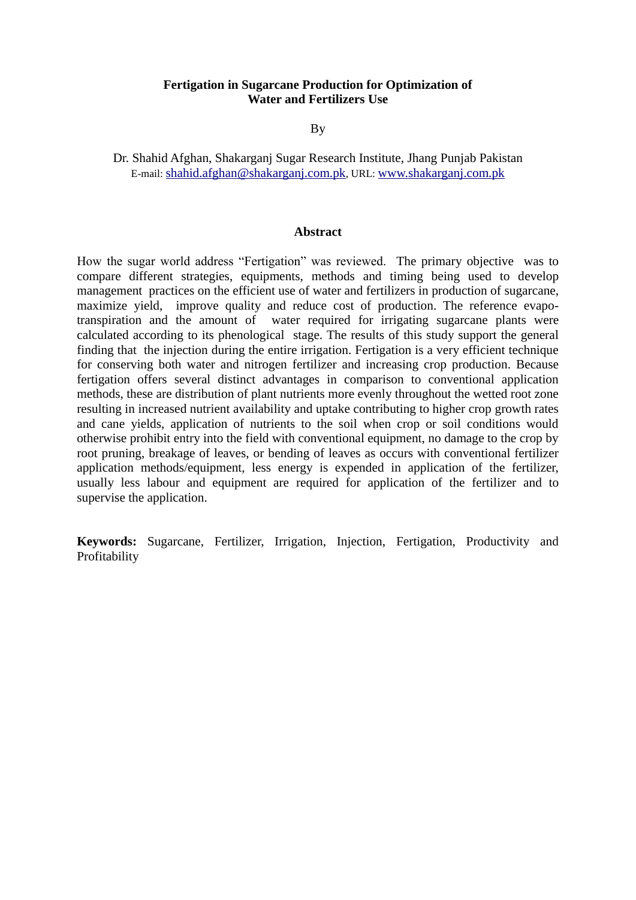# Fertigation in Sugarcane Production for Optimization of Water and Fertilizers Use

By

Dr. Shahid Afghan, Shakarganj Sugar Research Institute, Jhang Punjab Pakistan
E-mail: shahid.afghan@shakarganj.com.pk, URL: www.shakarganj.com.pk

## Abstract

How the sugar world address "Fertigation" was reviewed. The primary objective was to compare different strategies, equipments, methods and timing being used to develop management practices on the efficient use of water and fertilizers in production of sugarcane, maximize yield, improve quality and reduce cost of production. The reference evapo-transpiration and the amount of water required for irrigating sugarcane plants were calculated according to its phenological stage. The results of this study support the general finding that the injection during the entire irrigation. Fertigation is a very efficient technique for conserving both water and nitrogen fertilizer and increasing crop production. Because fertigation offers several distinct advantages in comparison to conventional application methods, these are distribution of plant nutrients more evenly throughout the wetted root zone resulting in increased nutrient availability and uptake contributing to higher crop growth rates and cane yields, application of nutrients to the soil when crop or soil conditions would otherwise prohibit entry into the field with conventional equipment, no damage to the crop by root pruning, breakage of leaves, or bending of leaves as occurs with conventional fertilizer application methods/equipment, less energy is expended in application of the fertilizer, usually less labour and equipment are required for application of the fertilizer and to supervise the application.

**Keywords:** Sugarcane, Fertilizer, Irrigation, Injection, Fertigation, Productivity and Profitability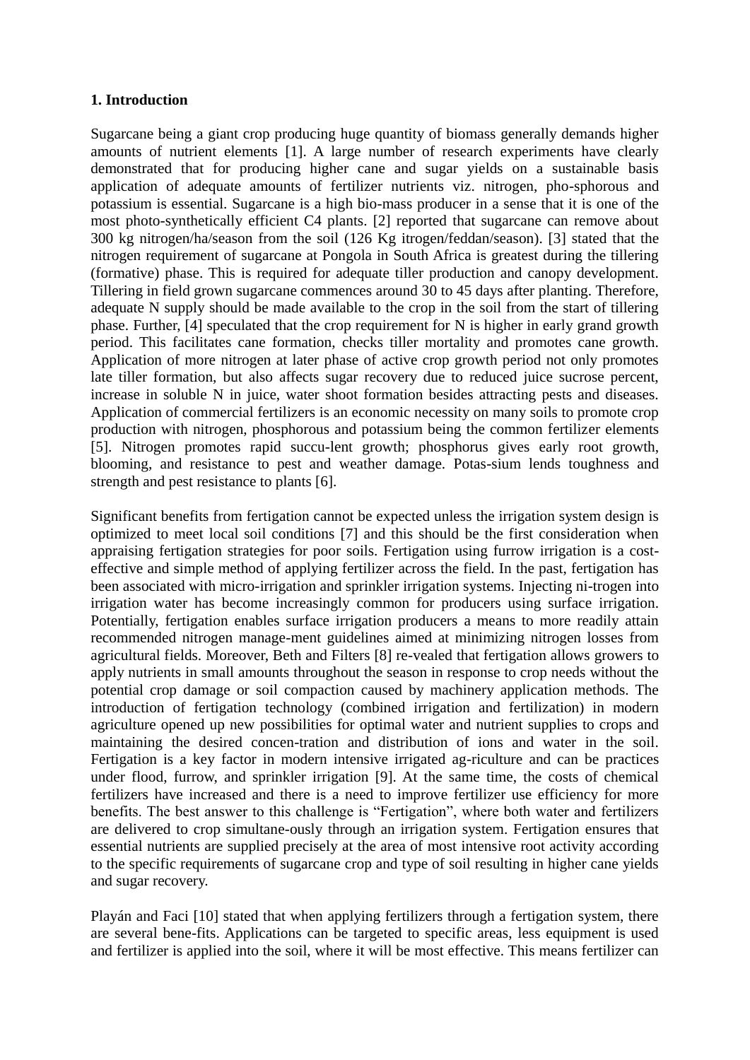### 1. Introduction

Sugarcane being a giant crop producing huge quantity of biomass generally demands higher amounts of nutrient elements [1]. A large number of research experiments have clearly demonstrated that for producing higher cane and sugar yields on a sustainable basis application of adequate amounts of fertilizer nutrients viz. nitrogen, pho-sphorous and potassium is essential. Sugarcane is a high bio-mass producer in a sense that it is one of the most photo-synthetically efficient C4 plants. [2] reported that sugarcane can remove about 300 kg nitrogen/ha/season from the soil (126 Kg itrogen/feddan/season). [3] stated that the nitrogen requirement of sugarcane at Pongola in South Africa is greatest during the tillering (formative) phase. This is required for adequate tiller production and canopy development. Tillering in field grown sugarcane commences around 30 to 45 days after planting. Therefore, adequate N supply should be made available to the crop in the soil from the start of tillering phase. Further, [4] speculated that the crop requirement for N is higher in early grand growth period. This facilitates cane formation, checks tiller mortality and promotes cane growth. Application of more nitrogen at later phase of active crop growth period not only promotes late tiller formation, but also affects sugar recovery due to reduced juice sucrose percent, increase in soluble N in juice, water shoot formation besides attracting pests and diseases. Application of commercial fertilizers is an economic necessity on many soils to promote crop production with nitrogen, phosphorous and potassium being the common fertilizer elements [5]. Nitrogen promotes rapid succu-lent growth; phosphorus gives early root growth, blooming, and resistance to pest and weather damage. Potas-sium lends toughness and strength and pest resistance to plants [6].

Significant benefits from fertigation cannot be expected unless the irrigation system design is optimized to meet local soil conditions [7] and this should be the first consideration when appraising fertigation strategies for poor soils. Fertigation using furrow irrigation is a cost-effective and simple method of applying fertilizer across the field. In the past, fertigation has been associated with micro-irrigation and sprinkler irrigation systems. Injecting ni-trogen into irrigation water has become increasingly common for producers using surface irrigation. Potentially, fertigation enables surface irrigation producers a means to more readily attain recommended nitrogen manage-ment guidelines aimed at minimizing nitrogen losses from agricultural fields. Moreover, Beth and Filters [8] re-vealed that fertigation allows growers to apply nutrients in small amounts throughout the season in response to crop needs without the potential crop damage or soil compaction caused by machinery application methods. The introduction of fertigation technology (combined irrigation and fertilization) in modern agriculture opened up new possibilities for optimal water and nutrient supplies to crops and maintaining the desired concen-tration and distribution of ions and water in the soil. Fertigation is a key factor in modern intensive irrigated ag-riculture and can be practices under flood, furrow, and sprinkler irrigation [9]. At the same time, the costs of chemical fertilizers have increased and there is a need to improve fertilizer use efficiency for more benefits. The best answer to this challenge is "Fertigation", where both water and fertilizers are delivered to crop simultane-ously through an irrigation system. Fertigation ensures that essential nutrients are supplied precisely at the area of most intensive root activity according to the specific requirements of sugarcane crop and type of soil resulting in higher cane yields and sugar recovery.

Playán and Faci [10] stated that when applying fertilizers through a fertigation system, there are several bene-fits. Applications can be targeted to specific areas, less equipment is used and fertilizer is applied into the soil, where it will be most effective. This means fertilizer can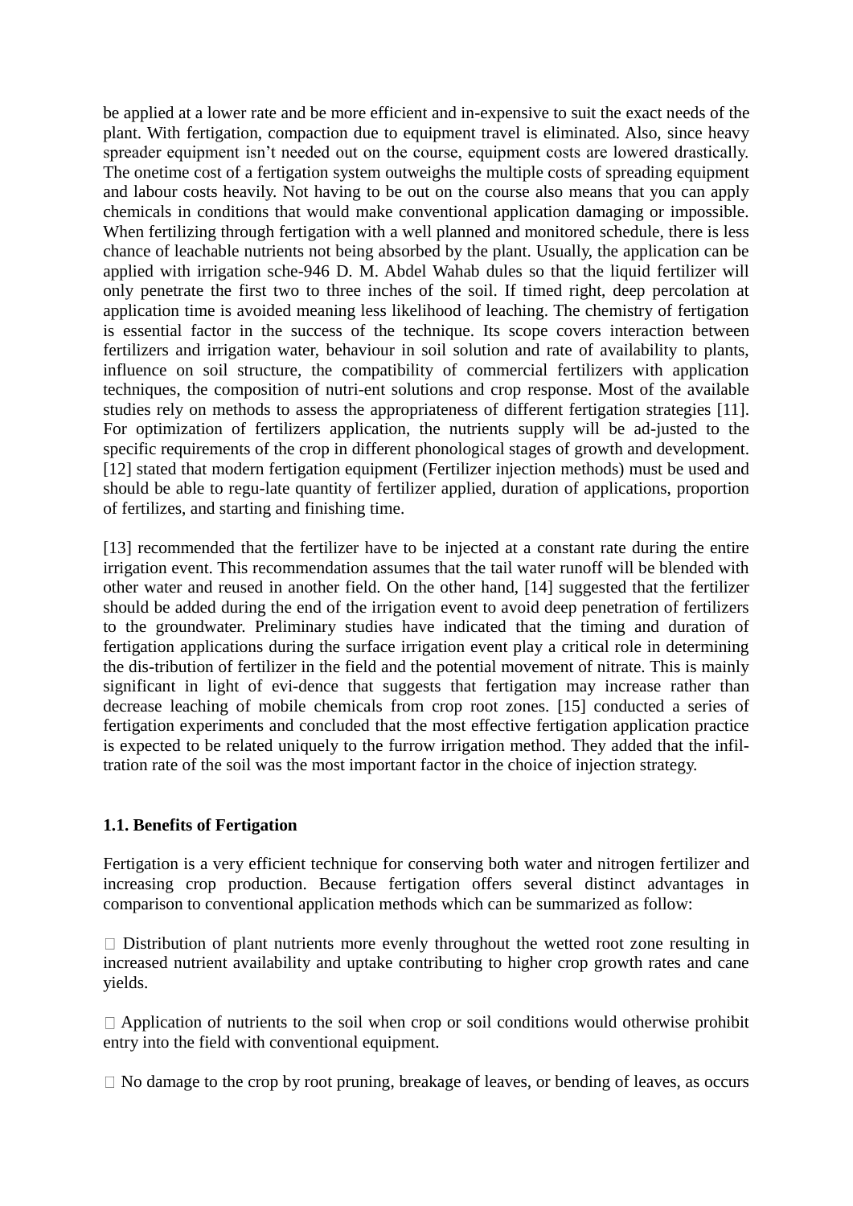be applied at a lower rate and be more efficient and in-expensive to suit the exact needs of the plant. With fertigation, compaction due to equipment travel is eliminated. Also, since heavy spreader equipment isn't needed out on the course, equipment costs are lowered drastically. The onetime cost of a fertigation system outweighs the multiple costs of spreading equipment and labour costs heavily. Not having to be out on the course also means that you can apply chemicals in conditions that would make conventional application damaging or impossible. When fertilizing through fertigation with a well planned and monitored schedule, there is less chance of leachable nutrients not being absorbed by the plant. Usually, the application can be applied with irrigation sche-946 D. M. Abdel Wahab dules so that the liquid fertilizer will only penetrate the first two to three inches of the soil. If timed right, deep percolation at application time is avoided meaning less likelihood of leaching. The chemistry of fertigation is essential factor in the success of the technique. Its scope covers interaction between fertilizers and irrigation water, behaviour in soil solution and rate of availability to plants, influence on soil structure, the compatibility of commercial fertilizers with application techniques, the composition of nutri-ent solutions and crop response. Most of the available studies rely on methods to assess the appropriateness of different fertigation strategies [11]. For optimization of fertilizers application, the nutrients supply will be ad-justed to the specific requirements of the crop in different phonological stages of growth and development. [12] stated that modern fertigation equipment (Fertilizer injection methods) must be used and should be able to regu-late quantity of fertilizer applied, duration of applications, proportion of fertilizes, and starting and finishing time.

[13] recommended that the fertilizer have to be injected at a constant rate during the entire irrigation event. This recommendation assumes that the tail water runoff will be blended with other water and reused in another field. On the other hand, [14] suggested that the fertilizer should be added during the end of the irrigation event to avoid deep penetration of fertilizers to the groundwater. Preliminary studies have indicated that the timing and duration of fertigation applications during the surface irrigation event play a critical role in determining the dis-tribution of fertilizer in the field and the potential movement of nitrate. This is mainly significant in light of evi-dence that suggests that fertigation may increase rather than decrease leaching of mobile chemicals from crop root zones. [15] conducted a series of fertigation experiments and concluded that the most effective fertigation application practice is expected to be related uniquely to the furrow irrigation method. They added that the infil-tration rate of the soil was the most important factor in the choice of injection strategy.

### 1.1. Benefits of Fertigation

Fertigation is a very efficient technique for conserving both water and nitrogen fertilizer and increasing crop production. Because fertigation offers several distinct advantages in comparison to conventional application methods which can be summarized as follow:

- Distribution of plant nutrients more evenly throughout the wetted root zone resulting in increased nutrient availability and uptake contributing to higher crop growth rates and cane yields.

- Application of nutrients to the soil when crop or soil conditions would otherwise prohibit entry into the field with conventional equipment.

- No damage to the crop by root pruning, breakage of leaves, or bending of leaves, as occurs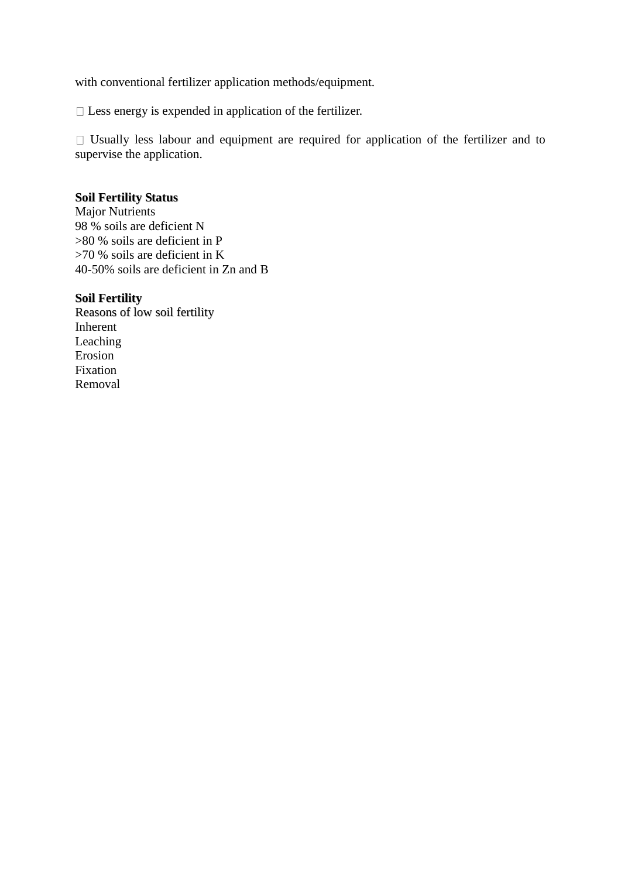with conventional fertilizer application methods/equipment.

- Less energy is expended in application of the fertilizer.

- Usually less labour and equipment are required for application of the fertilizer and to supervise the application.

**Soil Fertility Status**

Major Nutrients

98 % soils are deficient N

>80 % soils are deficient in P

>70 % soils are deficient in K

40-50% soils are deficient in Zn and B

**Soil Fertility**

Reasons of low soil fertility

Inherent

Leaching

Erosion

Fixation

Removal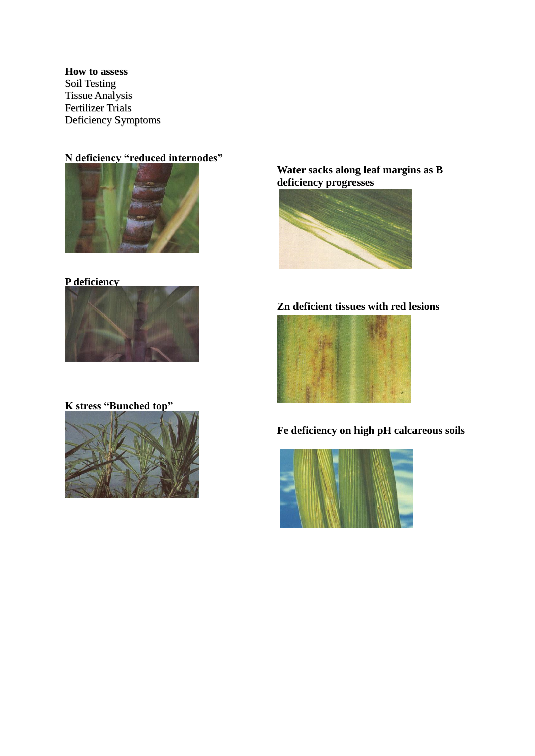**How to assess**
Soil Testing
Tissue Analysis
Fertilizer Trials
Deficiency Symptoms

**N deficiency "reduced internodes"**

**P deficiency**

**K stress "Bunched top"**

**Water sacks along leaf margins as B deficiency progresses**

**Zn deficient tissues with red lesions**

**Fe deficiency on high pH calcareous soils**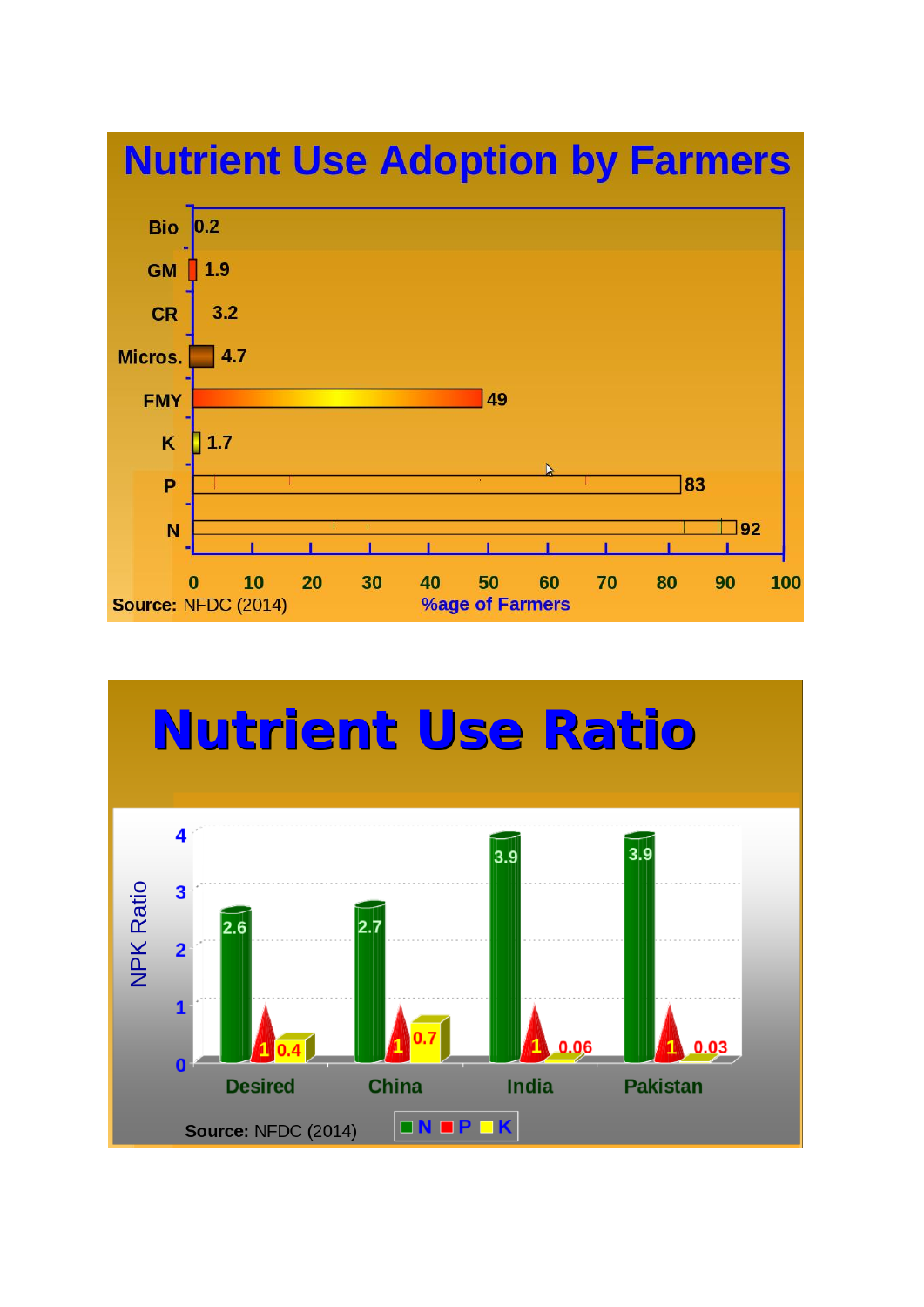# Nutrient Use Adoption by Farmers

| Nutrient | %age of Farmers |
|---|---|
| Bio | 0.2 |
| GM | 1.9 |
| CR | 3.2 |
| Micros. | 4.7 |
| FMY | 49 |
| K | 1.7 |
| P | 83 |
| N | 92 |

**Source:** NFDC (2014)

# Nutrient Use Ratio

NPK Ratio

| | N | P | K |
|---|---|---|---|
| Desired | 2.6 | 1 | 0.4 |
| China | 2.7 | 1 | 0.7 |
| India | 3.9 | 1 | 0.06 |
| Pakistan | 3.9 | 1 | 0.03 |

**Source:** NFDC (2014)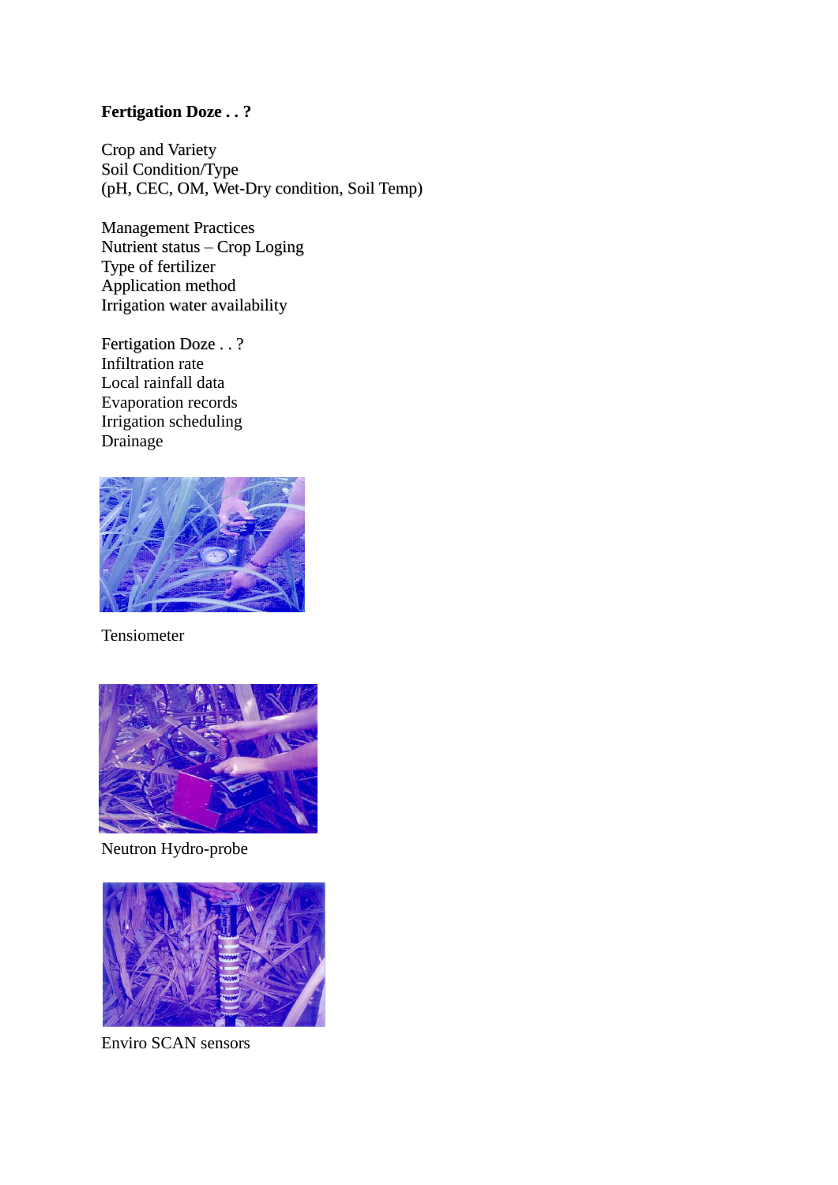**Fertigation Doze . . ?**

Crop and Variety
Soil Condition/Type
(pH, CEC, OM, Wet-Dry condition, Soil Temp)

Management Practices
Nutrient status – Crop Loging
Type of fertilizer
Application method
Irrigation water availability

Fertigation Doze . . ?
Infiltration rate
Local rainfall data
Evaporation records
Irrigation scheduling
Drainage

Tensiometer

Neutron Hydro-probe

Enviro SCAN sensors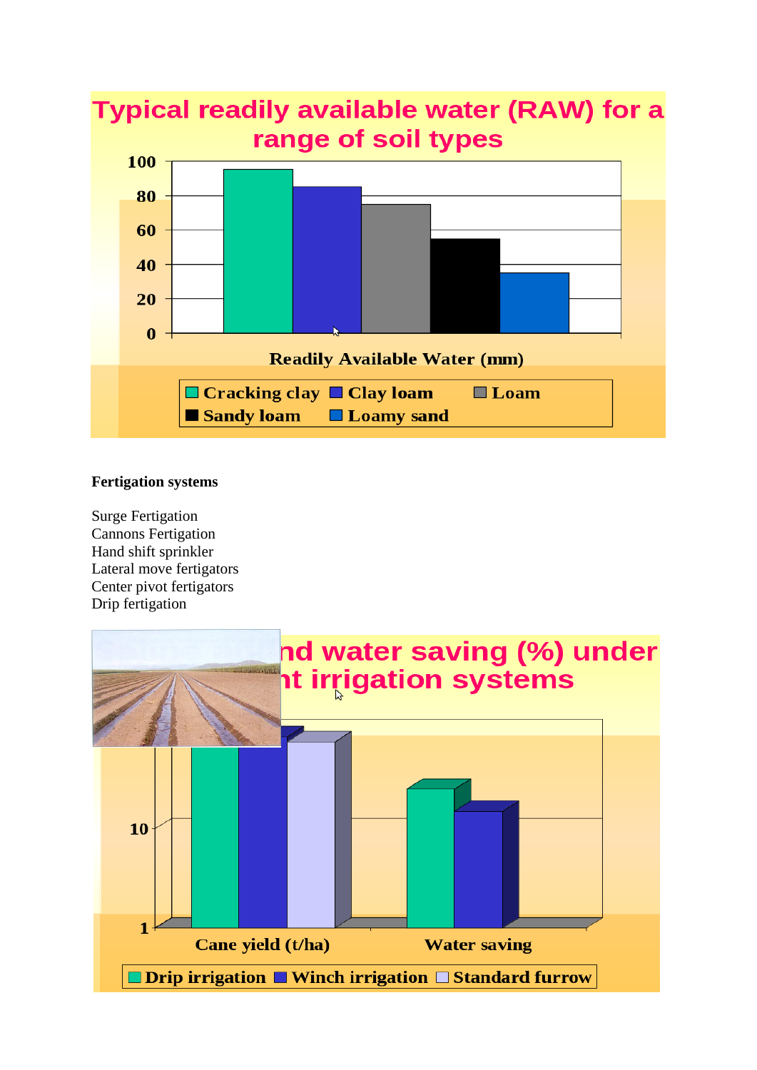## Typical readily available water (RAW) for a range of soil types

| Soil type | Readily Available Water (mm) |
|---|---|
| Cracking clay | 95 |
| Clay loam | 85 |
| Loam | 75 |
| Sandy loam | 55 |
| Loamy sand | 35 |

**Fertigation systems**

Surge Fertigation
Cannons Fertigation
Hand shift sprinkler
Lateral move fertigators
Center pivot fertigators
Drip fertigation

## ...nd water saving (%) under ...nt irrigation systems

Cane yield (t/ha) | Water saving

Drip irrigation | Winch irrigation | Standard furrow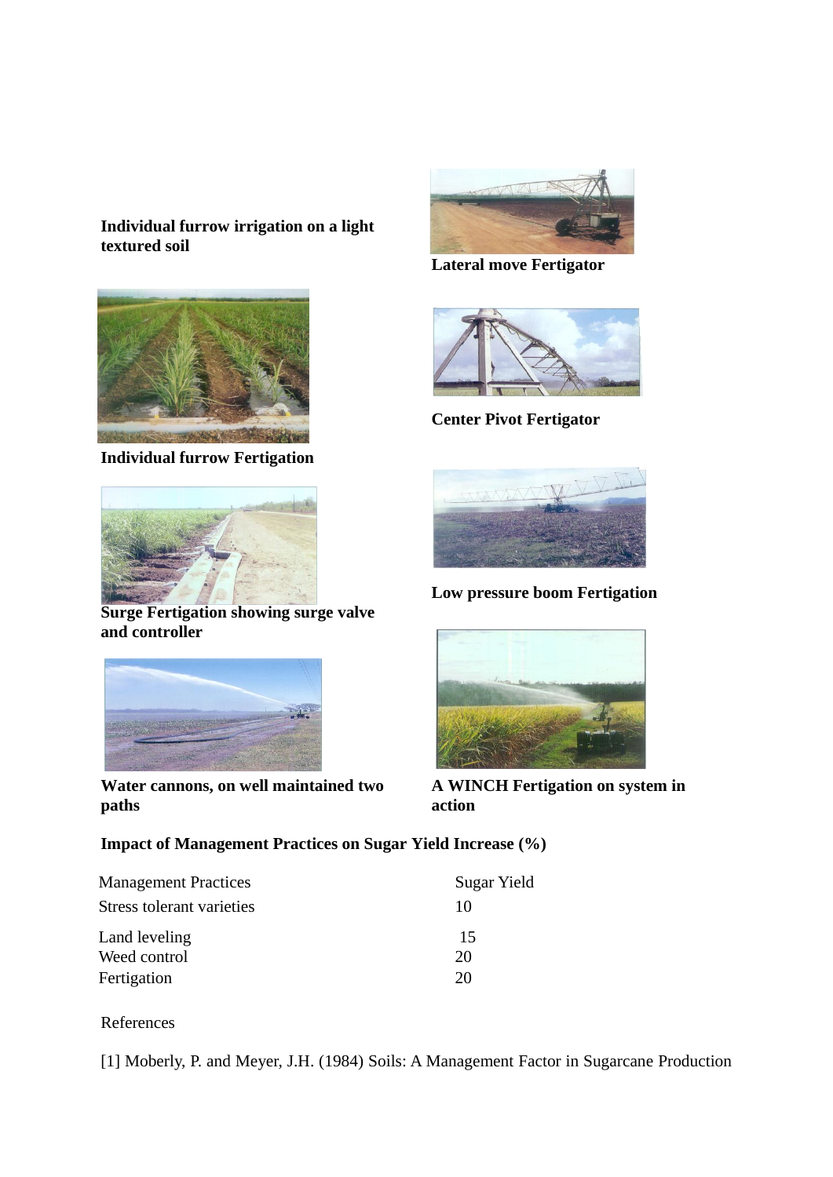**Individual furrow irrigation on a light textured soil**

**Lateral move Fertigator**

**Center Pivot Fertigator**

**Individual furrow Fertigation**

**Low pressure boom Fertigation**

**Surge Fertigation showing surge valve and controller**

**Water cannons, on well maintained two paths**

**A WINCH Fertigation on system in action**

**Impact of Management Practices on Sugar Yield Increase (%)**

| Management Practices | Sugar Yield |
|---|---|
| Stress tolerant varieties | 10 |
| Land leveling | 15 |
| Weed control | 20 |
| Fertigation | 20 |

References

[1] Moberly, P. and Meyer, J.H. (1984) Soils: A Management Factor in Sugarcane Production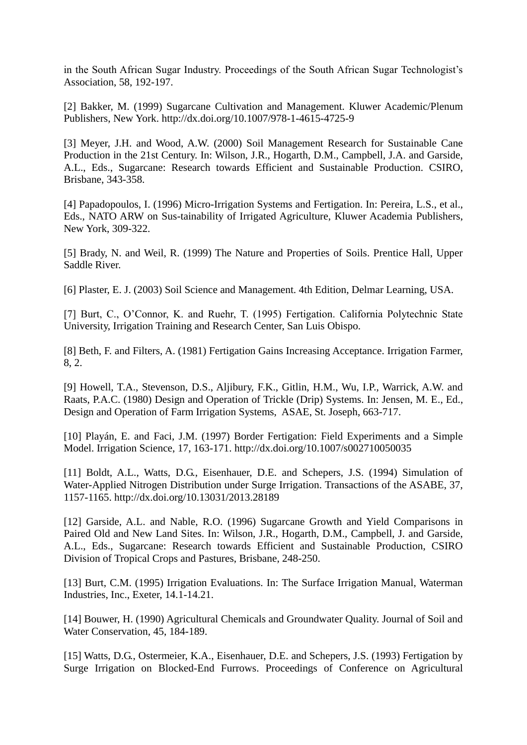in the South African Sugar Industry. Proceedings of the South African Sugar Technologist's Association, 58, 192-197.

[2] Bakker, M. (1999) Sugarcane Cultivation and Management. Kluwer Academic/Plenum Publishers, New York. http://dx.doi.org/10.1007/978-1-4615-4725-9

[3] Meyer, J.H. and Wood, A.W. (2000) Soil Management Research for Sustainable Cane Production in the 21st Century. In: Wilson, J.R., Hogarth, D.M., Campbell, J.A. and Garside, A.L., Eds., Sugarcane: Research towards Efficient and Sustainable Production. CSIRO, Brisbane, 343-358.

[4] Papadopoulos, I. (1996) Micro-Irrigation Systems and Fertigation. In: Pereira, L.S., et al., Eds., NATO ARW on Sus-tainability of Irrigated Agriculture, Kluwer Academia Publishers, New York, 309-322.

[5] Brady, N. and Weil, R. (1999) The Nature and Properties of Soils. Prentice Hall, Upper Saddle River.

[6] Plaster, E. J. (2003) Soil Science and Management. 4th Edition, Delmar Learning, USA.

[7] Burt, C., O'Connor, K. and Ruehr, T. (1995) Fertigation. California Polytechnic State University, Irrigation Training and Research Center, San Luis Obispo.

[8] Beth, F. and Filters, A. (1981) Fertigation Gains Increasing Acceptance. Irrigation Farmer, 8, 2.

[9] Howell, T.A., Stevenson, D.S., Aljibury, F.K., Gitlin, H.M., Wu, I.P., Warrick, A.W. and Raats, P.A.C. (1980) Design and Operation of Trickle (Drip) Systems. In: Jensen, M. E., Ed., Design and Operation of Farm Irrigation Systems, ASAE, St. Joseph, 663-717.

[10] Playán, E. and Faci, J.M. (1997) Border Fertigation: Field Experiments and a Simple Model. Irrigation Science, 17, 163-171. http://dx.doi.org/10.1007/s002710050035

[11] Boldt, A.L., Watts, D.G., Eisenhauer, D.E. and Schepers, J.S. (1994) Simulation of Water-Applied Nitrogen Distribution under Surge Irrigation. Transactions of the ASABE, 37, 1157-1165. http://dx.doi.org/10.13031/2013.28189

[12] Garside, A.L. and Nable, R.O. (1996) Sugarcane Growth and Yield Comparisons in Paired Old and New Land Sites. In: Wilson, J.R., Hogarth, D.M., Campbell, J. and Garside, A.L., Eds., Sugarcane: Research towards Efficient and Sustainable Production, CSIRO Division of Tropical Crops and Pastures, Brisbane, 248-250.

[13] Burt, C.M. (1995) Irrigation Evaluations. In: The Surface Irrigation Manual, Waterman Industries, Inc., Exeter, 14.1-14.21.

[14] Bouwer, H. (1990) Agricultural Chemicals and Groundwater Quality. Journal of Soil and Water Conservation, 45, 184-189.

[15] Watts, D.G., Ostermeier, K.A., Eisenhauer, D.E. and Schepers, J.S. (1993) Fertigation by Surge Irrigation on Blocked-End Furrows. Proceedings of Conference on Agricultural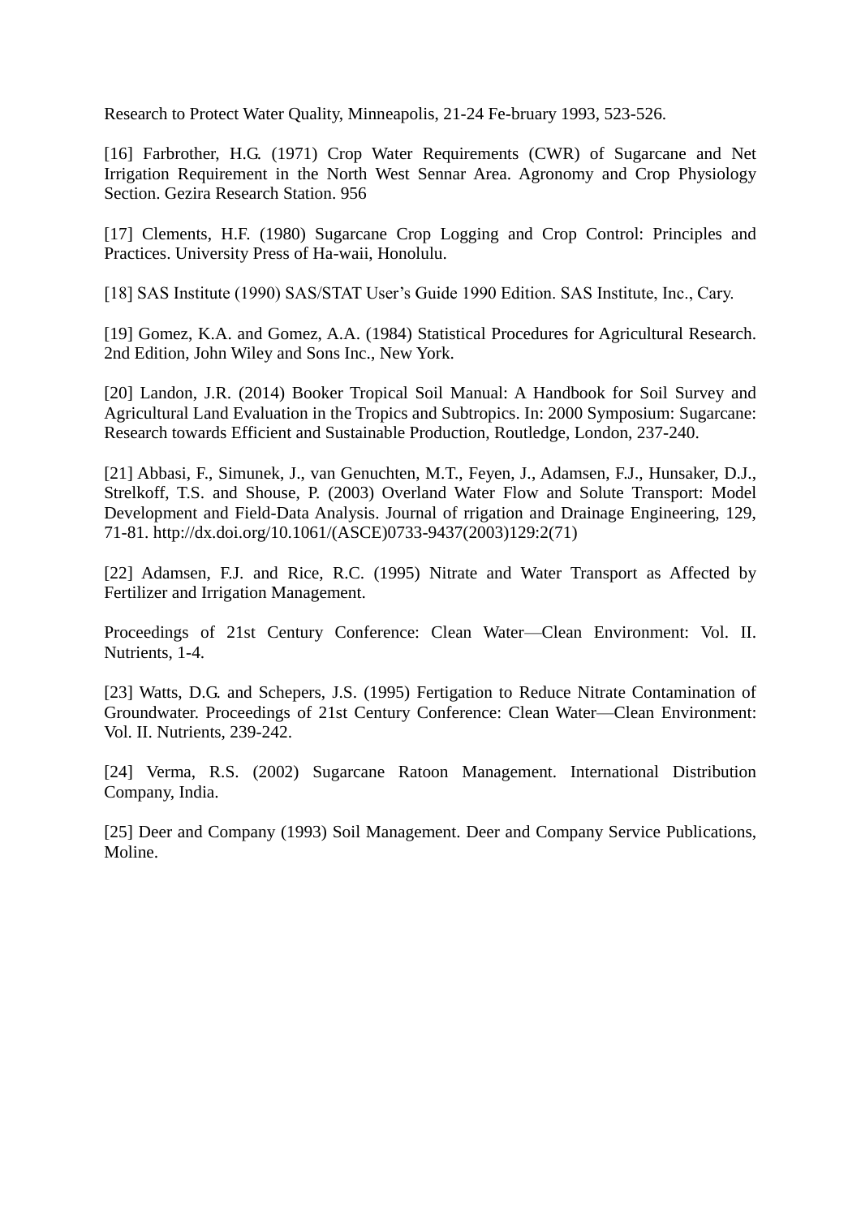Research to Protect Water Quality, Minneapolis, 21-24 Fe-bruary 1993, 523-526.

[16] Farbrother, H.G. (1971) Crop Water Requirements (CWR) of Sugarcane and Net Irrigation Requirement in the North West Sennar Area. Agronomy and Crop Physiology Section. Gezira Research Station. 956

[17] Clements, H.F. (1980) Sugarcane Crop Logging and Crop Control: Principles and Practices. University Press of Ha-waii, Honolulu.

[18] SAS Institute (1990) SAS/STAT User's Guide 1990 Edition. SAS Institute, Inc., Cary.

[19] Gomez, K.A. and Gomez, A.A. (1984) Statistical Procedures for Agricultural Research. 2nd Edition, John Wiley and Sons Inc., New York.

[20] Landon, J.R. (2014) Booker Tropical Soil Manual: A Handbook for Soil Survey and Agricultural Land Evaluation in the Tropics and Subtropics. In: 2000 Symposium: Sugarcane: Research towards Efficient and Sustainable Production, Routledge, London, 237-240.

[21] Abbasi, F., Simunek, J., van Genuchten, M.T., Feyen, J., Adamsen, F.J., Hunsaker, D.J., Strelkoff, T.S. and Shouse, P. (2003) Overland Water Flow and Solute Transport: Model Development and Field-Data Analysis. Journal of rrigation and Drainage Engineering, 129, 71-81. http://dx.doi.org/10.1061/(ASCE)0733-9437(2003)129:2(71)

[22] Adamsen, F.J. and Rice, R.C. (1995) Nitrate and Water Transport as Affected by Fertilizer and Irrigation Management.

Proceedings of 21st Century Conference: Clean Water—Clean Environment: Vol. II. Nutrients, 1-4.

[23] Watts, D.G. and Schepers, J.S. (1995) Fertigation to Reduce Nitrate Contamination of Groundwater. Proceedings of 21st Century Conference: Clean Water—Clean Environment: Vol. II. Nutrients, 239-242.

[24] Verma, R.S. (2002) Sugarcane Ratoon Management. International Distribution Company, India.

[25] Deer and Company (1993) Soil Management. Deer and Company Service Publications, Moline.